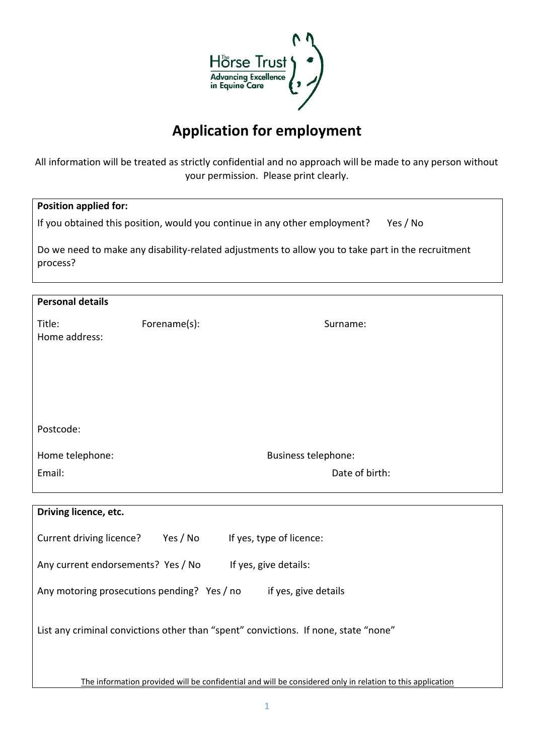The Horse Trust
Advancing Excellence in Equine Care

# Application for employment

All information will be treated as strictly confidential and no approach will be made to any person without your permission. Please print clearly.

**Position applied for:**

If you obtained this position, would you continue in any other employment? Yes / No

Do we need to make any disability-related adjustments to allow you to take part in the recruitment process?

**Personal details**

Title: Forename(s): Surname:

Home address:

Postcode:

Home telephone: Business telephone:

Email: Date of birth:

**Driving licence, etc.**

Current driving licence? Yes / No If yes, type of licence:

Any current endorsements? Yes / No If yes, give details:

Any motoring prosecutions pending? Yes / no if yes, give details

List any criminal convictions other than "spent" convictions. If none, state "none"

The information provided will be confidential and will be considered only in relation to this application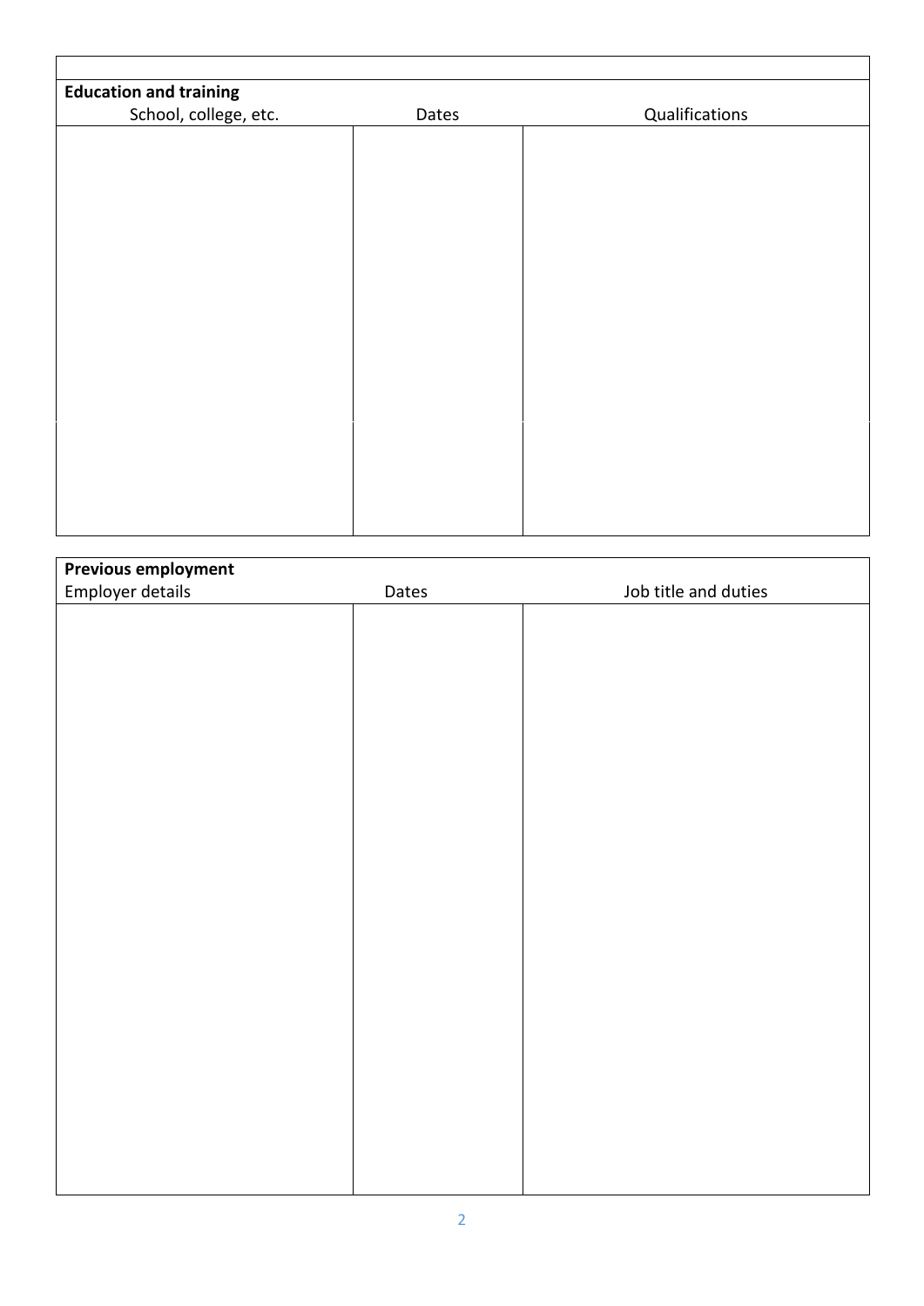**Education and training**

| School, college, etc. | Dates | Qualifications |
|---|---|---|
| | | |
| | | |

**Previous employment**

| Employer details | Dates | Job title and duties |
|---|---|---|
| | | |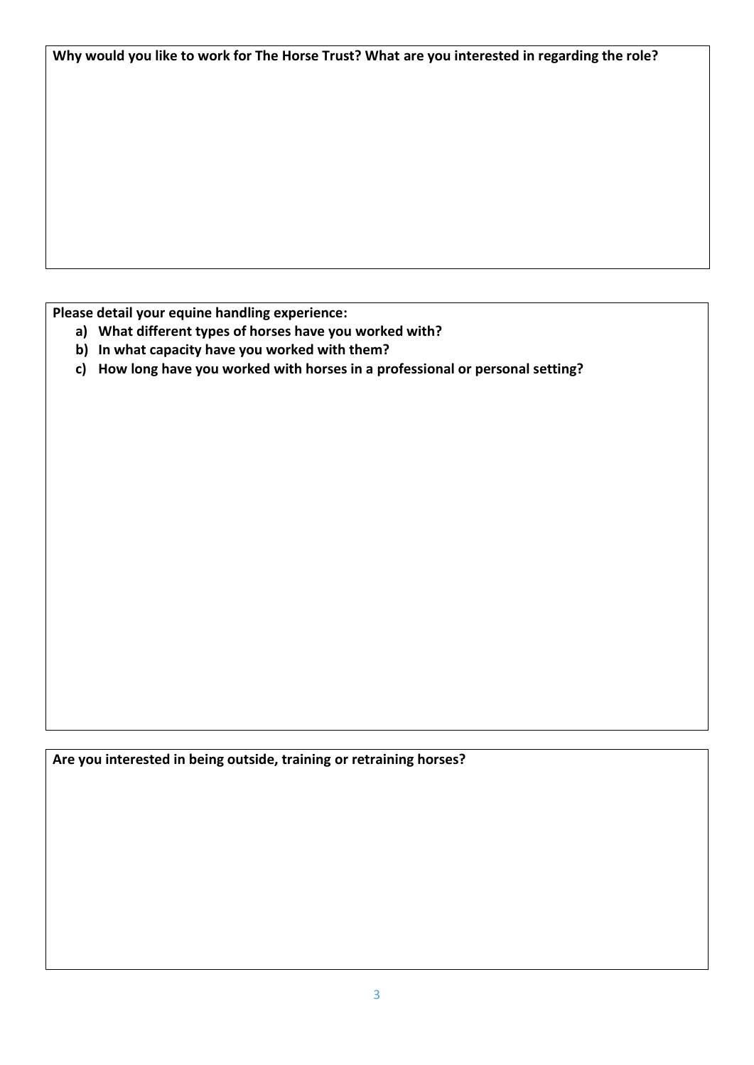**Why would you like to work for The Horse Trust? What are you interested in regarding the role?**

**Please detail your equine handling experience:**

a) **What different types of horses have you worked with?**
b) **In what capacity have you worked with them?**
c) **How long have you worked with horses in a professional or personal setting?**

**Are you interested in being outside, training or retraining horses?**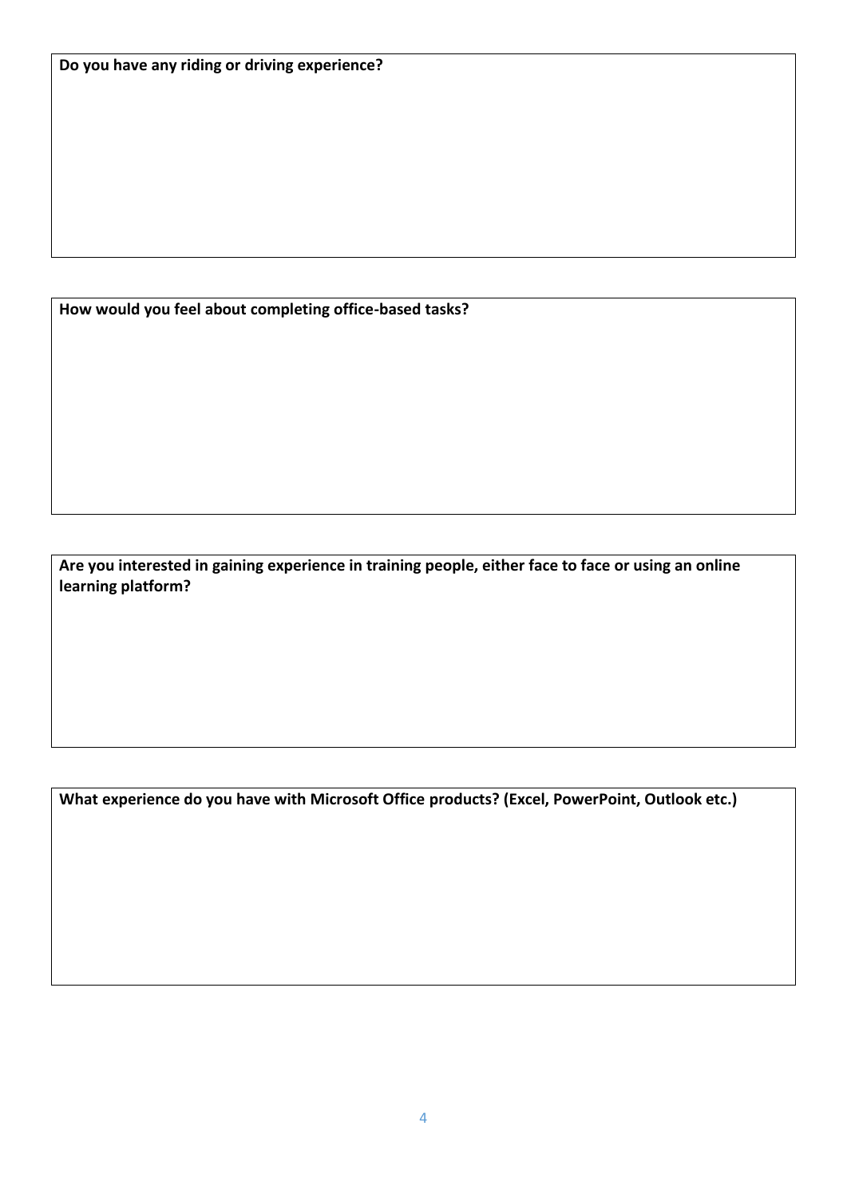**Do you have any riding or driving experience?**

**How would you feel about completing office-based tasks?**

**Are you interested in gaining experience in training people, either face to face or using an online learning platform?**

**What experience do you have with Microsoft Office products? (Excel, PowerPoint, Outlook etc.)**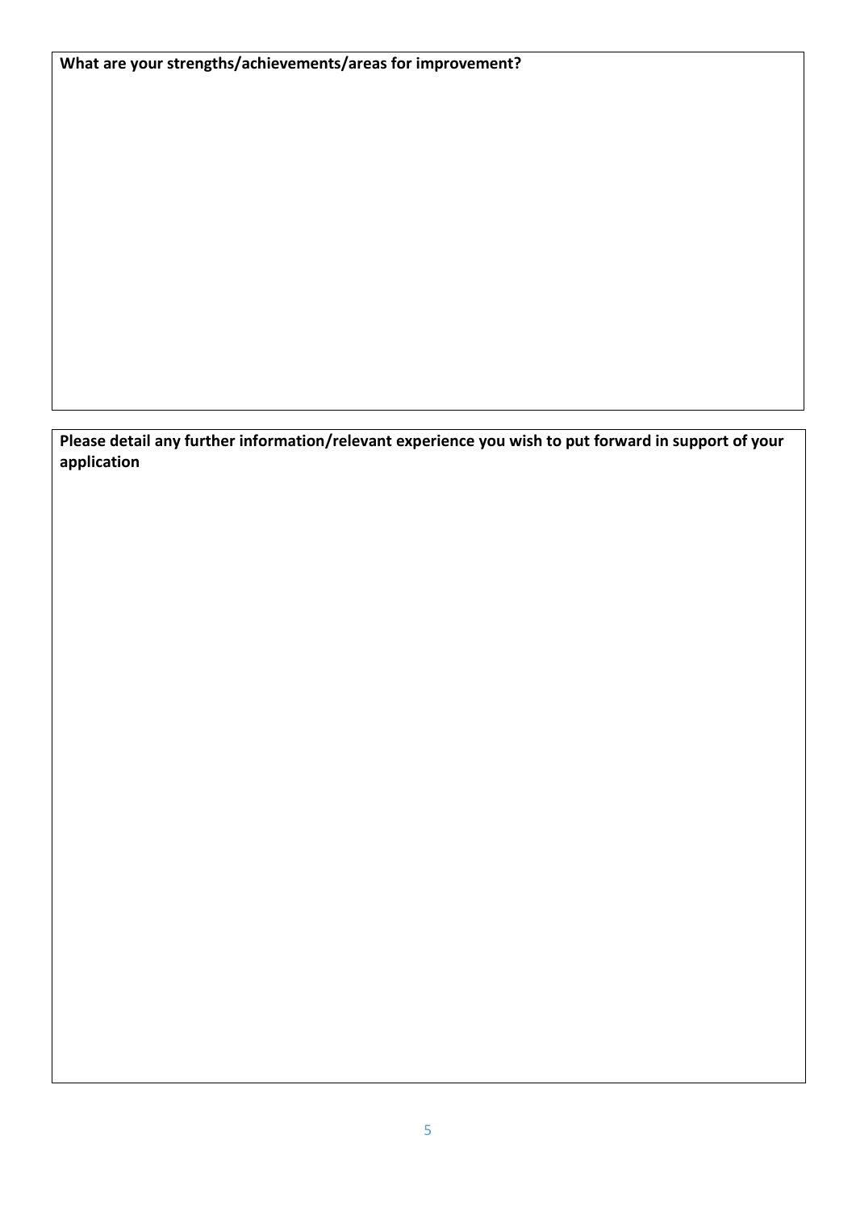**What are your strengths/achievements/areas for improvement?**

**Please detail any further information/relevant experience you wish to put forward in support of your application**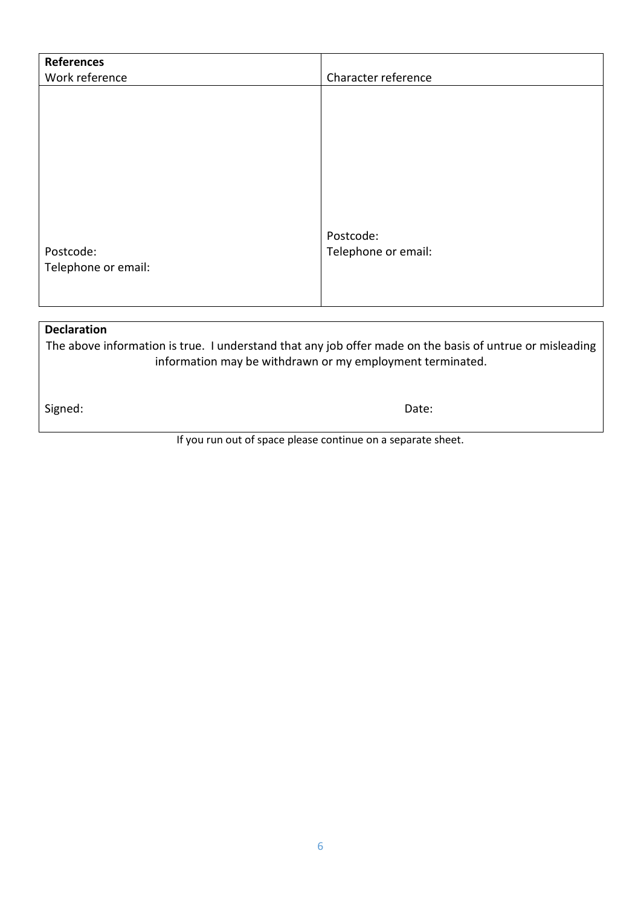| **References**<br>Work reference | Character reference |
| --- | --- |
| Postcode:<br>Telephone or email: | Postcode:<br>Telephone or email: |

| **Declaration** |
| --- |
| The above information is true. I understand that any job offer made on the basis of untrue or misleading information may be withdrawn or my employment terminated. |
| Signed: Date: |

If you run out of space please continue on a separate sheet.